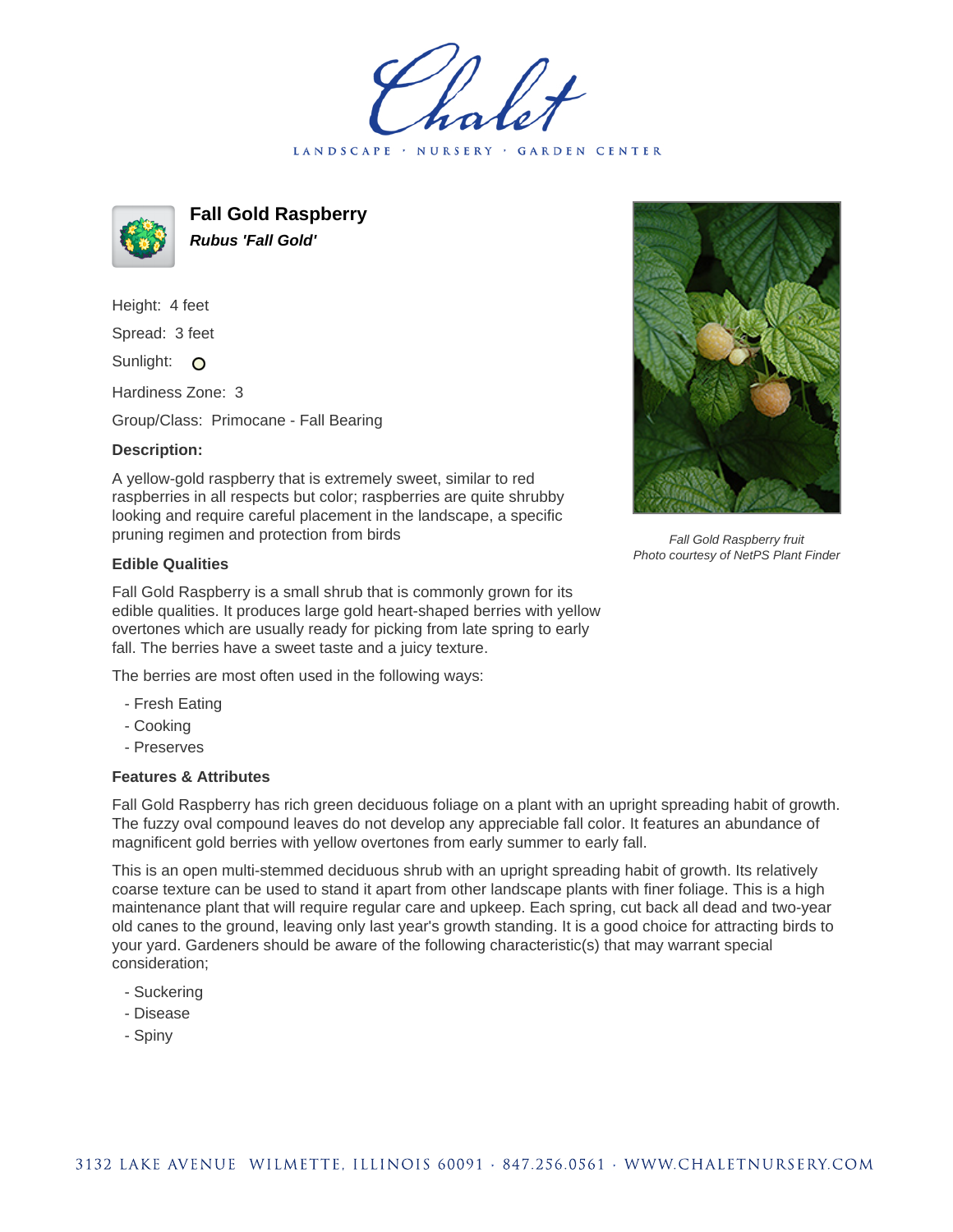# Fall Gold Raspberry

***Rubus 'Fall Gold'***

Height: 4 feet

Spread: 3 feet

Sunlight:

Hardiness Zone: 3

Group/Class: Primocane - Fall Bearing

**Description:**

A yellow-gold raspberry that is extremely sweet, similar to red raspberries in all respects but color; raspberries are quite shrubby looking and require careful placement in the landscape, a specific pruning regimen and protection from birds

*Fall Gold Raspberry fruit*
*Photo courtesy of NetPS Plant Finder*

### Edible Qualities

Fall Gold Raspberry is a small shrub that is commonly grown for its edible qualities. It produces large gold heart-shaped berries with yellow overtones which are usually ready for picking from late spring to early fall. The berries have a sweet taste and a juicy texture.

The berries are most often used in the following ways:

- Fresh Eating
- Cooking
- Preserves

### Features & Attributes

Fall Gold Raspberry has rich green deciduous foliage on a plant with an upright spreading habit of growth. The fuzzy oval compound leaves do not develop any appreciable fall color. It features an abundance of magnificent gold berries with yellow overtones from early summer to early fall.

This is an open multi-stemmed deciduous shrub with an upright spreading habit of growth. Its relatively coarse texture can be used to stand it apart from other landscape plants with finer foliage. This is a high maintenance plant that will require regular care and upkeep. Each spring, cut back all dead and two-year old canes to the ground, leaving only last year's growth standing. It is a good choice for attracting birds to your yard. Gardeners should be aware of the following characteristic(s) that may warrant special consideration;

- Suckering
- Disease
- Spiny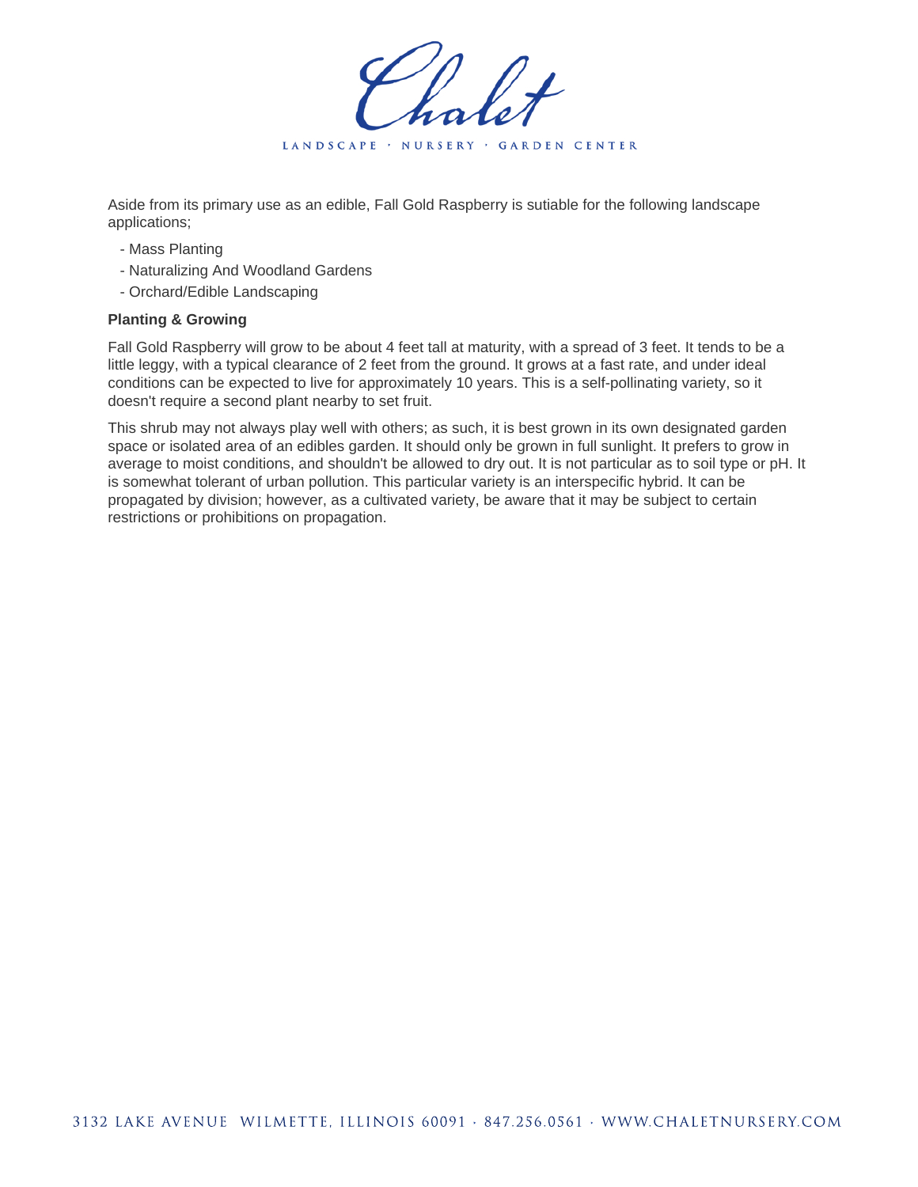Aside from its primary use as an edible, Fall Gold Raspberry is sutiable for the following landscape applications;

- Mass Planting
- Naturalizing And Woodland Gardens
- Orchard/Edible Landscaping

**Planting & Growing**

Fall Gold Raspberry will grow to be about 4 feet tall at maturity, with a spread of 3 feet. It tends to be a little leggy, with a typical clearance of 2 feet from the ground. It grows at a fast rate, and under ideal conditions can be expected to live for approximately 10 years. This is a self-pollinating variety, so it doesn't require a second plant nearby to set fruit.

This shrub may not always play well with others; as such, it is best grown in its own designated garden space or isolated area of an edibles garden. It should only be grown in full sunlight. It prefers to grow in average to moist conditions, and shouldn't be allowed to dry out. It is not particular as to soil type or pH. It is somewhat tolerant of urban pollution. This particular variety is an interspecific hybrid. It can be propagated by division; however, as a cultivated variety, be aware that it may be subject to certain restrictions or prohibitions on propagation.